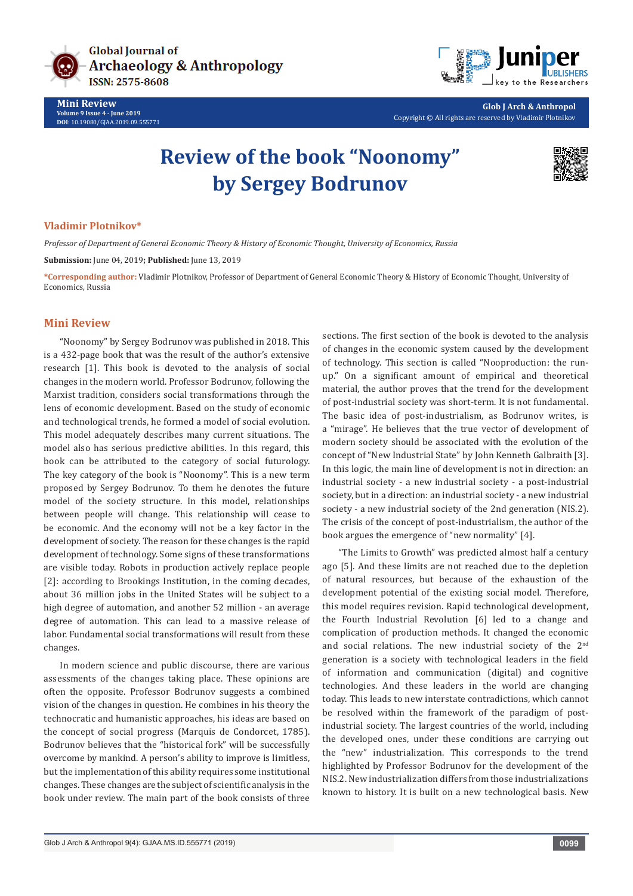# Review of the book "Noonomy" by Sergey Bodrunov

**Vladimir Plotnikov***

*Professor of Department of General Economic Theory & History of Economic Thought, University of Economics, Russia*

**Submission:** June 04, 2019**; Published:** June 13, 2019

***Corresponding author:** Vladimir Plotnikov, Professor of Department of General Economic Theory & History of Economic Thought, University of Economics, Russia

## Mini Review

"Noonomy" by Sergey Bodrunov was published in 2018. This is a 432-page book that was the result of the author's extensive research [1]. This book is devoted to the analysis of social changes in the modern world. Professor Bodrunov, following the Marxist tradition, considers social transformations through the lens of economic development. Based on the study of economic and technological trends, he formed a model of social evolution. This model adequately describes many current situations. The model also has serious predictive abilities. In this regard, this book can be attributed to the category of social futurology. The key category of the book is "Noonomy". This is a new term proposed by Sergey Bodrunov. To them he denotes the future model of the society structure. In this model, relationships between people will change. This relationship will cease to be economic. And the economy will not be a key factor in the development of society. The reason for these changes is the rapid development of technology. Some signs of these transformations are visible today. Robots in production actively replace people [2]: according to Brookings Institution, in the coming decades, about 36 million jobs in the United States will be subject to a high degree of automation, and another 52 million - an average degree of automation. This can lead to a massive release of labor. Fundamental social transformations will result from these changes.

In modern science and public discourse, there are various assessments of the changes taking place. These opinions are often the opposite. Professor Bodrunov suggests a combined vision of the changes in question. He combines in his theory the technocratic and humanistic approaches, his ideas are based on the concept of social progress (Marquis de Condorcet, 1785). Bodrunov believes that the "historical fork" will be successfully overcome by mankind. A person's ability to improve is limitless, but the implementation of this ability requires some institutional changes. These changes are the subject of scientific analysis in the book under review. The main part of the book consists of three sections. The first section of the book is devoted to the analysis of changes in the economic system caused by the development of technology. This section is called "Nooproduction: the run-up." On a significant amount of empirical and theoretical material, the author proves that the trend for the development of post-industrial society was short-term. It is not fundamental. The basic idea of post-industrialism, as Bodrunov writes, is a "mirage". He believes that the true vector of development of modern society should be associated with the evolution of the concept of "New Industrial State" by John Kenneth Galbraith [3]. In this logic, the main line of development is not in direction: an industrial society - a new industrial society - a post-industrial society, but in a direction: an industrial society - a new industrial society - a new industrial society of the 2nd generation (NIS.2). The crisis of the concept of post-industrialism, the author of the book argues the emergence of "new normality" [4].

"The Limits to Growth" was predicted almost half a century ago [5]. And these limits are not reached due to the depletion of natural resources, but because of the exhaustion of the development potential of the existing social model. Therefore, this model requires revision. Rapid technological development, the Fourth Industrial Revolution [6] led to a change and complication of production methods. It changed the economic and social relations. The new industrial society of the 2nd generation is a society with technological leaders in the field of information and communication (digital) and cognitive technologies. And these leaders in the world are changing today. This leads to new interstate contradictions, which cannot be resolved within the framework of the paradigm of post-industrial society. The largest countries of the world, including the developed ones, under these conditions are carrying out the "new" industrialization. This corresponds to the trend highlighted by Professor Bodrunov for the development of the NIS.2. New industrialization differs from those industrializations known to history. It is built on a new technological basis. New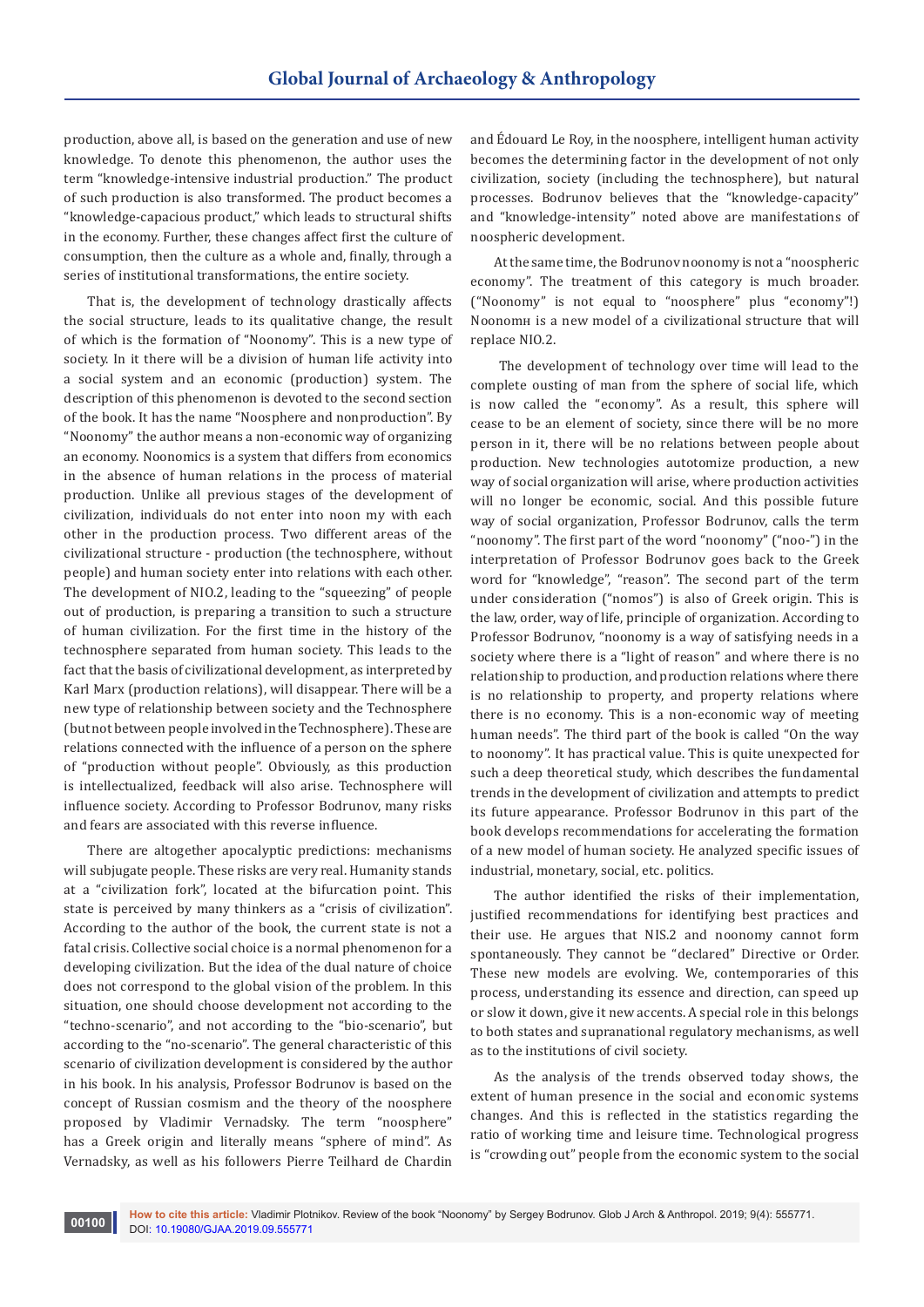production, above all, is based on the generation and use of new knowledge. To denote this phenomenon, the author uses the term "knowledge-intensive industrial production." The product of such production is also transformed. The product becomes a "knowledge-capacious product," which leads to structural shifts in the economy. Further, these changes affect first the culture of consumption, then the culture as a whole and, finally, through a series of institutional transformations, the entire society.

That is, the development of technology drastically affects the social structure, leads to its qualitative change, the result of which is the formation of "Noonomy". This is a new type of society. In it there will be a division of human life activity into a social system and an economic (production) system. The description of this phenomenon is devoted to the second section of the book. It has the name "Noosphere and nonproduction". By "Noonomy" the author means a non-economic way of organizing an economy. Noonomics is a system that differs from economics in the absence of human relations in the process of material production. Unlike all previous stages of the development of civilization, individuals do not enter into noon my with each other in the production process. Two different areas of the civilizational structure - production (the technosphere, without people) and human society enter into relations with each other. The development of NIO.2, leading to the "squeezing" of people out of production, is preparing a transition to such a structure of human civilization. For the first time in the history of the technosphere separated from human society. This leads to the fact that the basis of civilizational development, as interpreted by Karl Marx (production relations), will disappear. There will be a new type of relationship between society and the Technosphere (but not between people involved in the Technosphere). These are relations connected with the influence of a person on the sphere of "production without people". Obviously, as this production is intellectualized, feedback will also arise. Technosphere will influence society. According to Professor Bodrunov, many risks and fears are associated with this reverse influence.

There are altogether apocalyptic predictions: mechanisms will subjugate people. These risks are very real. Humanity stands at a "civilization fork", located at the bifurcation point. This state is perceived by many thinkers as a "crisis of civilization". According to the author of the book, the current state is not a fatal crisis. Collective social choice is a normal phenomenon for a developing civilization. But the idea of the dual nature of choice does not correspond to the global vision of the problem. In this situation, one should choose development not according to the "techno-scenario", and not according to the "bio-scenario", but according to the "no-scenario". The general characteristic of this scenario of civilization development is considered by the author in his book. In his analysis, Professor Bodrunov is based on the concept of Russian cosmism and the theory of the noosphere proposed by Vladimir Vernadsky. The term "noosphere" has a Greek origin and literally means "sphere of mind". As Vernadsky, as well as his followers Pierre Teilhard de Chardin and Édouard Le Roy, in the noosphere, intelligent human activity becomes the determining factor in the development of not only civilization, society (including the technosphere), but natural processes. Bodrunov believes that the "knowledge-capacity" and "knowledge-intensity" noted above are manifestations of noospheric development.

At the same time, the Bodrunov noonomy is not a "noospheric economy". The treatment of this category is much broader. ("Noonomy" is not equal to "noosphere" plus "economy"!) Nooномн is a new model of a civilizational structure that will replace NIO.2.

The development of technology over time will lead to the complete ousting of man from the sphere of social life, which is now called the "economy". As a result, this sphere will cease to be an element of society, since there will be no more person in it, there will be no relations between people about production. New technologies autotomize production, a new way of social organization will arise, where production activities will no longer be economic, social. And this possible future way of social organization, Professor Bodrunov, calls the term "noonomy". The first part of the word "noonomy" ("noo-") in the interpretation of Professor Bodrunov goes back to the Greek word for "knowledge", "reason". The second part of the term under consideration ("nomos") is also of Greek origin. This is the law, order, way of life, principle of organization. According to Professor Bodrunov, "noonomy is a way of satisfying needs in a society where there is a "light of reason" and where there is no relationship to production, and production relations where there is no relationship to property, and property relations where there is no economy. This is a non-economic way of meeting human needs". The third part of the book is called "On the way to noonomy". It has practical value. This is quite unexpected for such a deep theoretical study, which describes the fundamental trends in the development of civilization and attempts to predict its future appearance. Professor Bodrunov in this part of the book develops recommendations for accelerating the formation of a new model of human society. He analyzed specific issues of industrial, monetary, social, etc. politics.

The author identified the risks of their implementation, justified recommendations for identifying best practices and their use. He argues that NIS.2 and noonomy cannot form spontaneously. They cannot be "declared" Directive or Order. These new models are evolving. We, contemporaries of this process, understanding its essence and direction, can speed up or slow it down, give it new accents. A special role in this belongs to both states and supranational regulatory mechanisms, as well as to the institutions of civil society.

As the analysis of the trends observed today shows, the extent of human presence in the social and economic systems changes. And this is reflected in the statistics regarding the ratio of working time and leisure time. Technological progress is "crowding out" people from the economic system to the social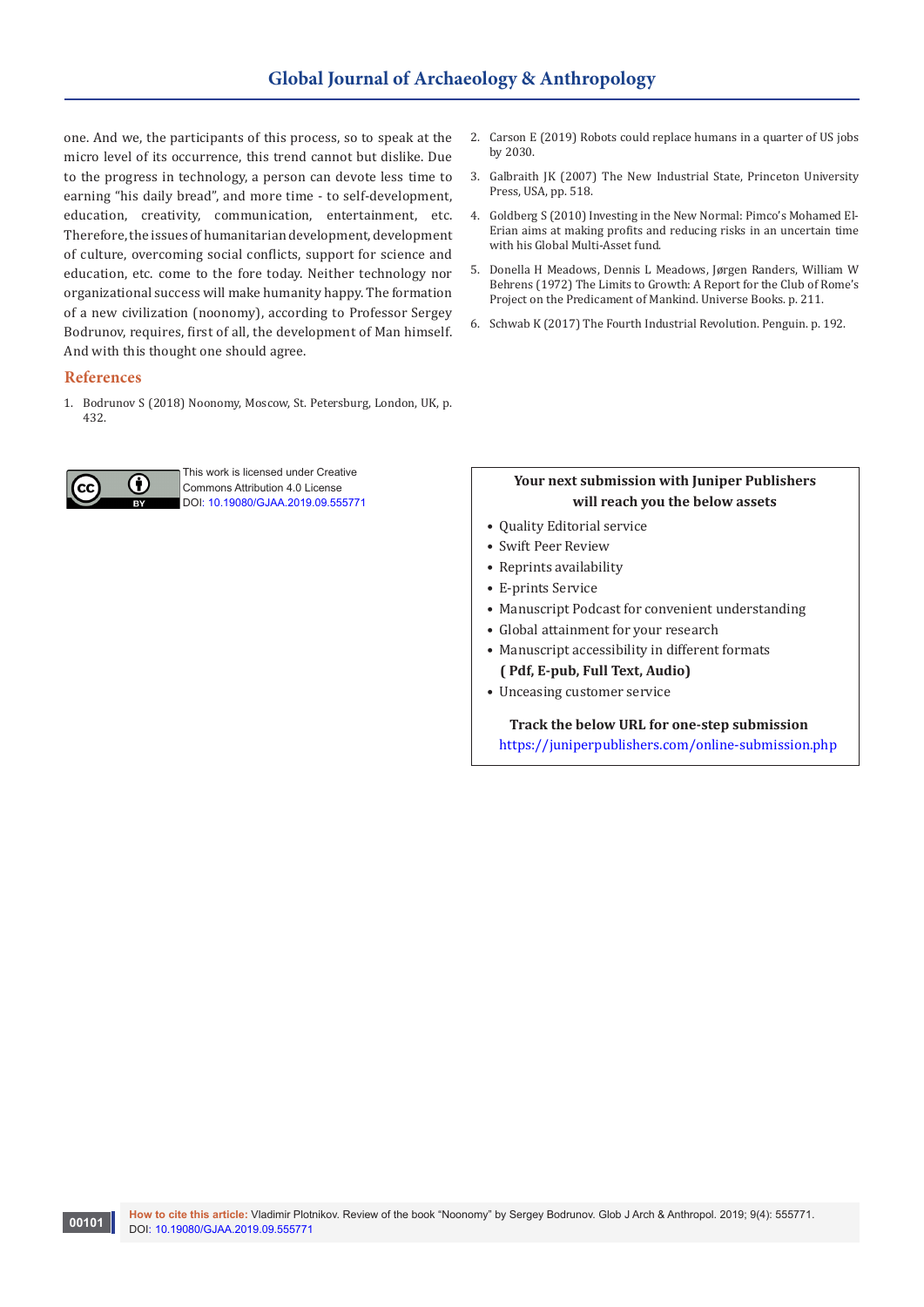one. And we, the participants of this process, so to speak at the micro level of its occurrence, this trend cannot but dislike. Due to the progress in technology, a person can devote less time to earning "his daily bread", and more time - to self-development, education, creativity, communication, entertainment, etc. Therefore, the issues of humanitarian development, development of culture, overcoming social conflicts, support for science and education, etc. come to the fore today. Neither technology nor organizational success will make humanity happy. The formation of a new civilization (noonomy), according to Professor Sergey Bodrunov, requires, first of all, the development of Man himself. And with this thought one should agree.

## References

1. Bodrunov S (2018) Noonomy, Moscow, St. Petersburg, London, UK, p. 432.
2. Carson E (2019) Robots could replace humans in a quarter of US jobs by 2030.
3. Galbraith JK (2007) The New Industrial State, Princeton University Press, USA, pp. 518.
4. Goldberg S (2010) Investing in the New Normal: Pimco's Mohamed El-Erian aims at making profits and reducing risks in an uncertain time with his Global Multi-Asset fund.
5. Donella H Meadows, Dennis L Meadows, Jørgen Randers, William W Behrens (1972) The Limits to Growth: A Report for the Club of Rome's Project on the Predicament of Mankind. Universe Books. p. 211.
6. Schwab K (2017) The Fourth Industrial Revolution. Penguin. p. 192.

This work is licensed under Creative Commons Attribution 4.0 License
DOI: 10.19080/GJAA.2019.09.555771

**Your next submission with Juniper Publishers will reach you the below assets**

- Quality Editorial service
- Swift Peer Review
- Reprints availability
- E-prints Service
- Manuscript Podcast for convenient understanding
- Global attainment for your research
- Manuscript accessibility in different formats **( Pdf, E-pub, Full Text, Audio)**
- Unceasing customer service

**Track the below URL for one-step submission**
https://juniperpublishers.com/online-submission.php